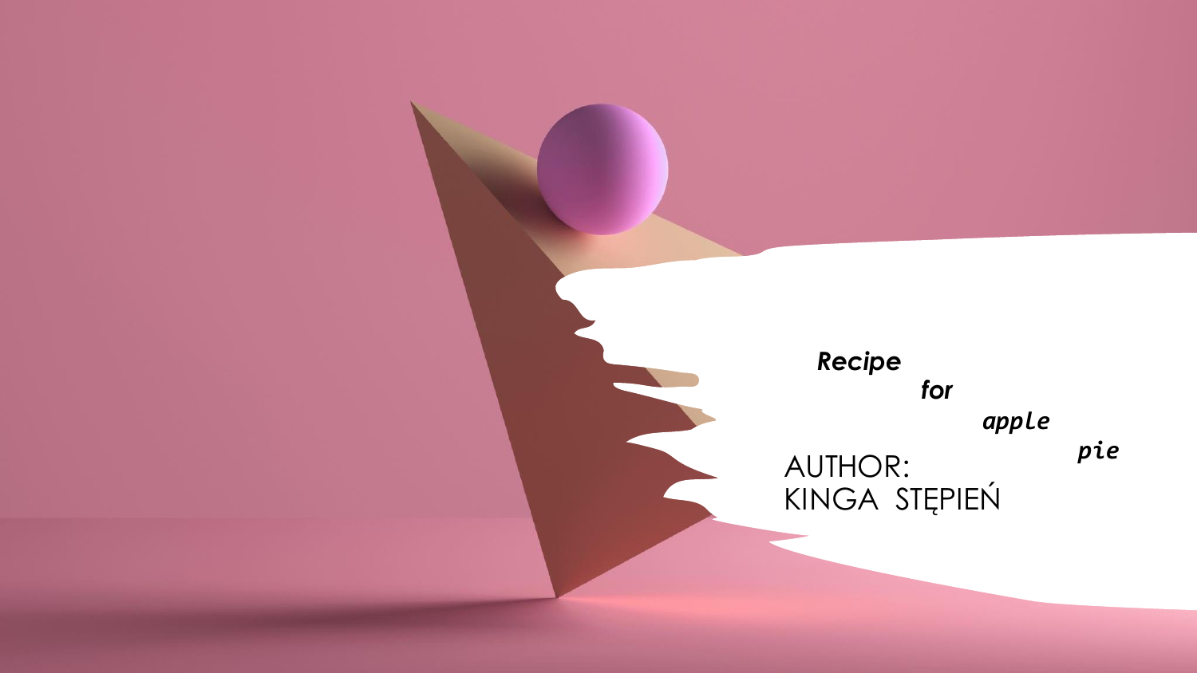# ***Recipe for apple pie***

AUTHOR:
KINGA STĘPIEŃ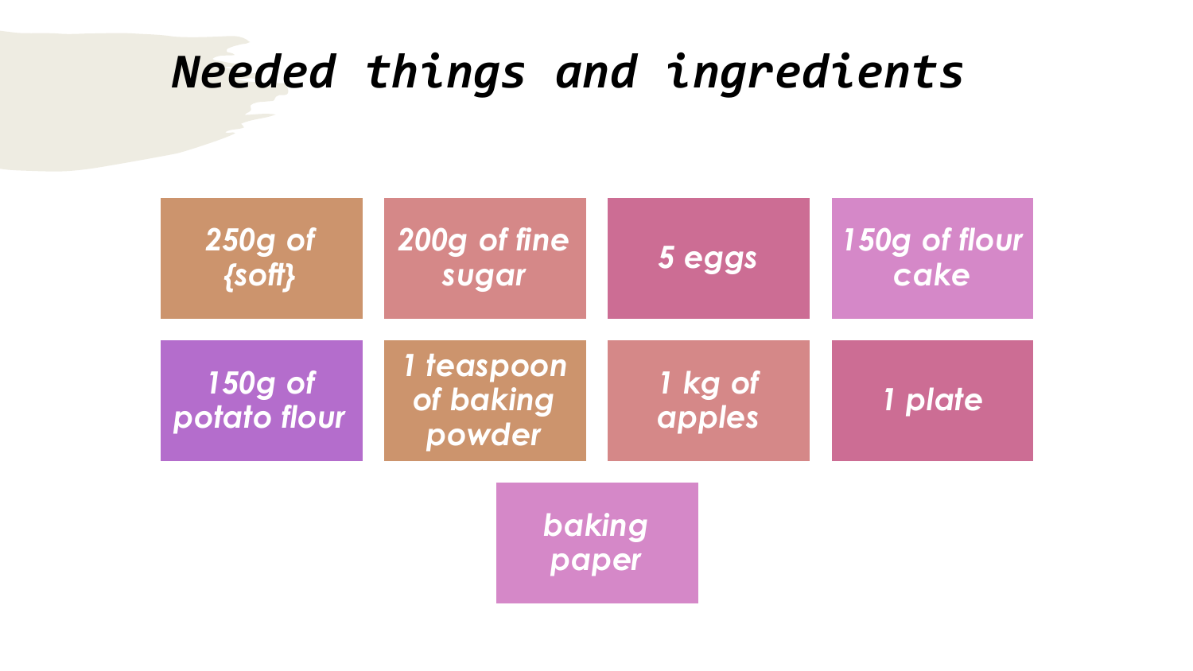# *Needed things and ingredients*

- *250g of {soft}*
- *200g of fine sugar*
- *5 eggs*
- *150g of flour cake*
- *150g of potato flour*
- *1 teaspoon of baking powder*
- *1 kg of apples*
- *1 plate*
- *baking paper*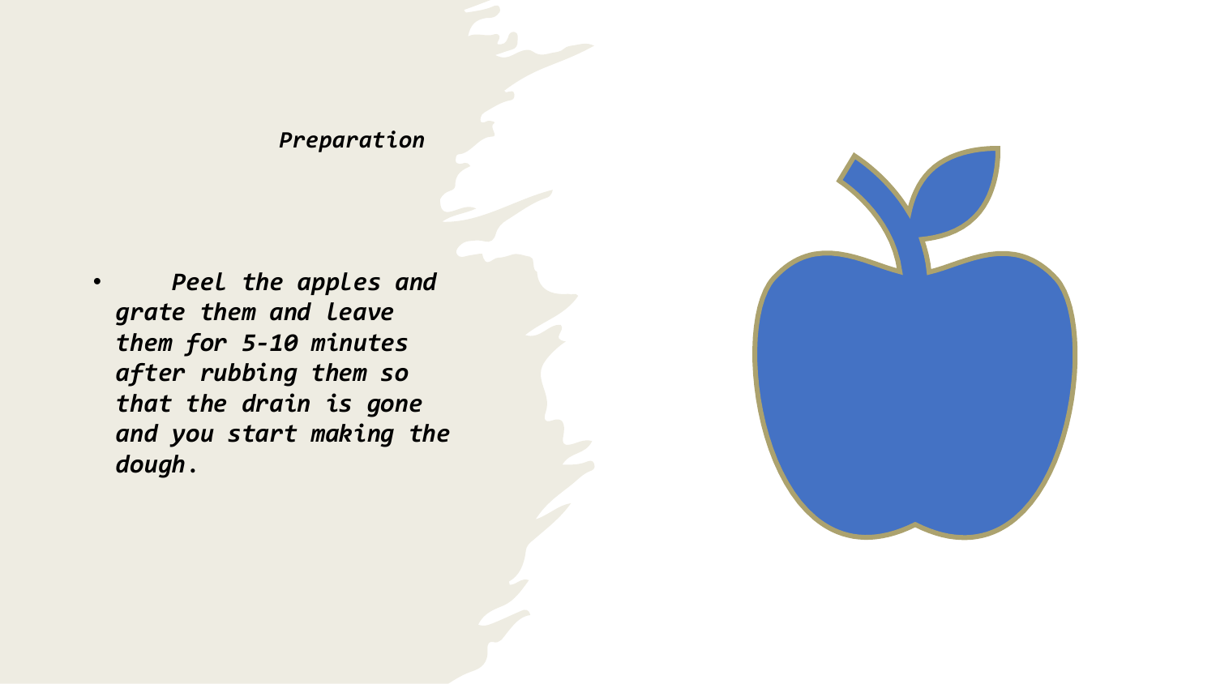## *Preparation*

- *Peel the apples and grate them and leave them for 5-10 minutes after rubbing them so that the drain is gone and you start making the dough.*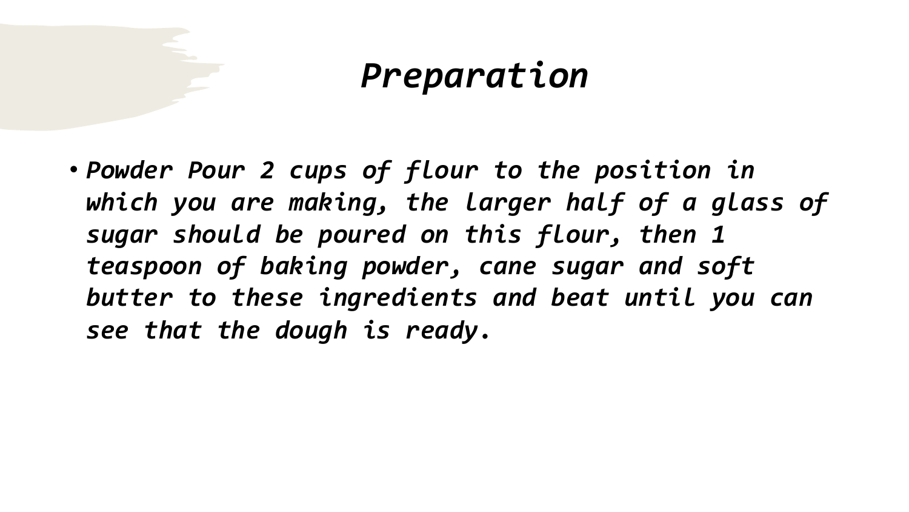# *Preparation*

- *Powder Pour 2 cups of flour to the position in which you are making, the larger half of a glass of sugar should be poured on this flour, then 1 teaspoon of baking powder, cane sugar and soft butter to these ingredients and beat until you can see that the dough is ready.*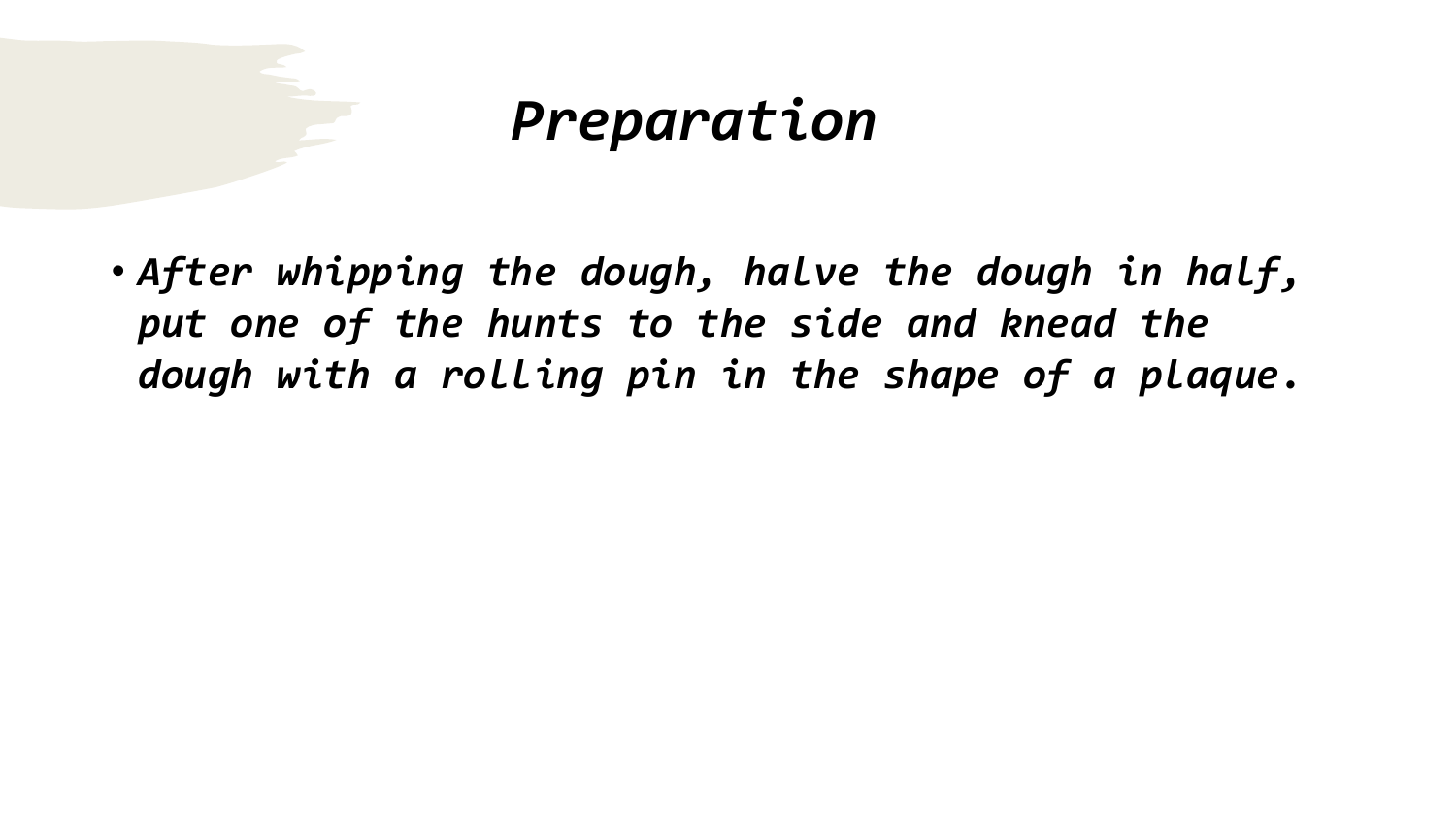# *Preparation*

- ***After whipping the dough, halve the dough in half, put one of the hunts to the side and knead the dough with a rolling pin in the shape of a plaque.***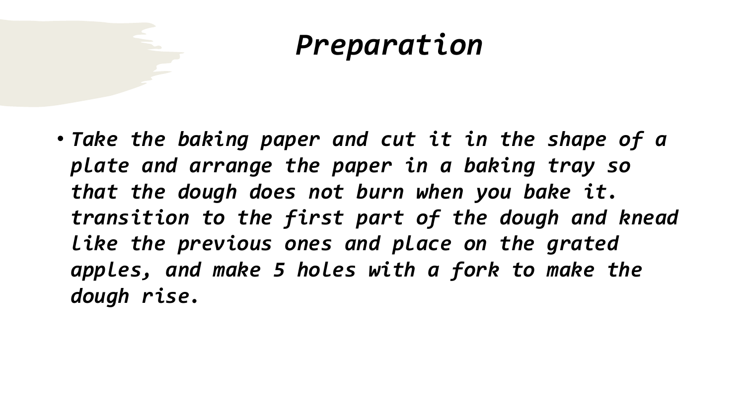# *Preparation*

- *Take the baking paper and cut it in the shape of a plate and arrange the paper in a baking tray so that the dough does not burn when you bake it. transition to the first part of the dough and knead like the previous ones and place on the grated apples, and make 5 holes with a fork to make the dough rise.*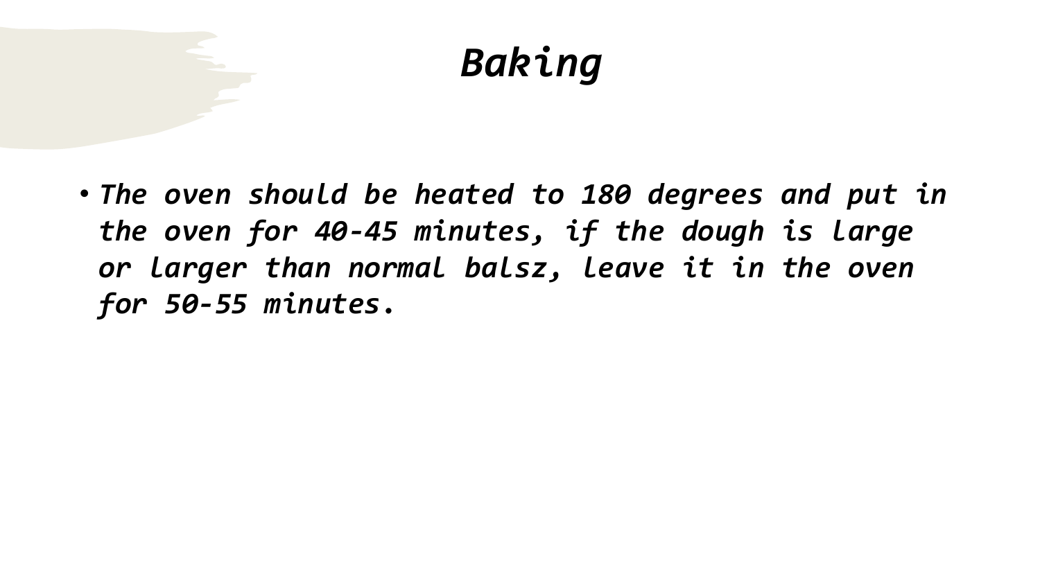# *Baking*

- *The oven should be heated to 180 degrees and put in the oven for 40-45 minutes, if the dough is large or larger than normal balsz, leave it in the oven for 50-55 minutes.*